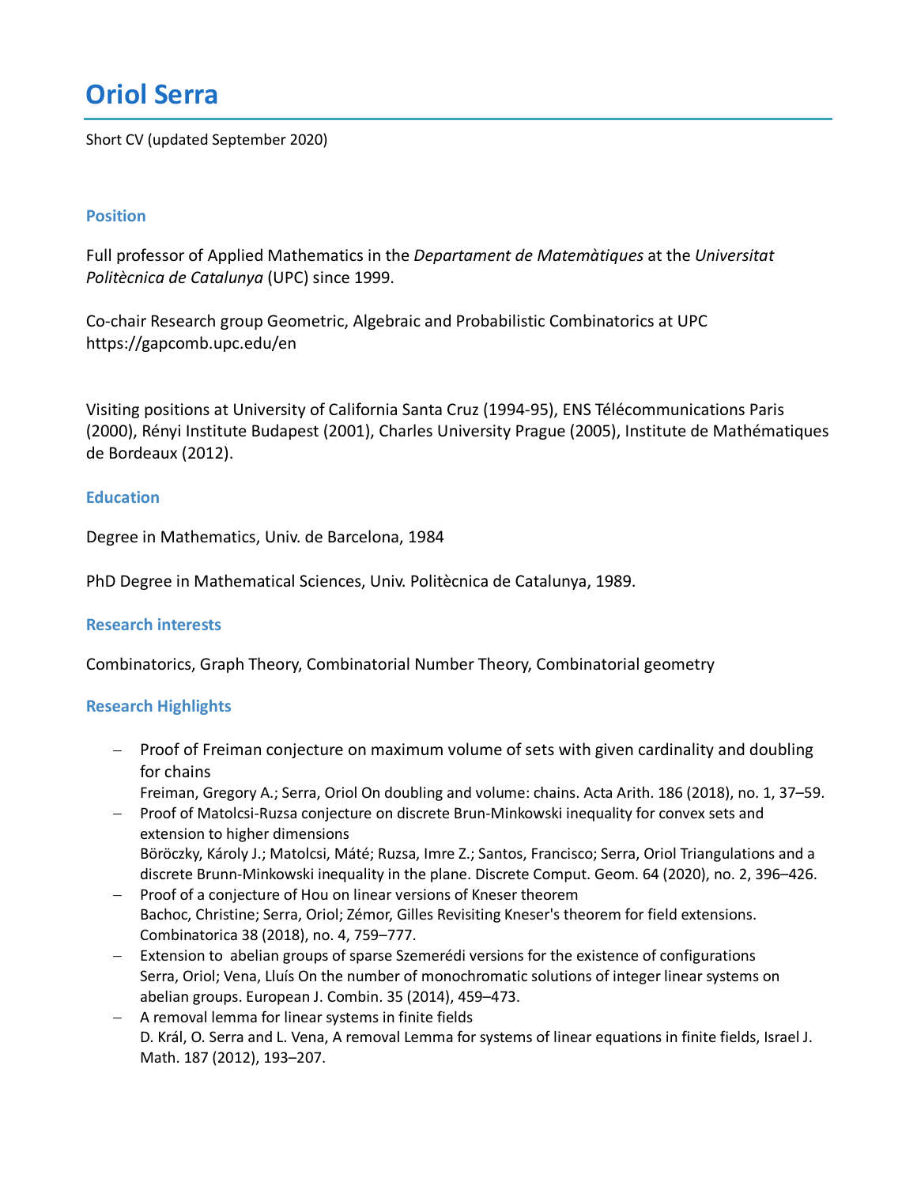# Oriol Serra

Short CV (updated September 2020)

## Position

Full professor of Applied Mathematics in the *Departament de Matemàtiques* at the *Universitat Politècnica de Catalunya* (UPC) since 1999.

Co-chair Research group Geometric, Algebraic and Probabilistic Combinatorics at UPC https://gapcomb.upc.edu/en

Visiting positions at University of California Santa Cruz (1994-95), ENS Télécommunications Paris (2000), Rényi Institute Budapest (2001), Charles University Prague (2005), Institute de Mathématiques de Bordeaux (2012).

## Education

Degree in Mathematics, Univ. de Barcelona, 1984

PhD Degree in Mathematical Sciences, Univ. Politècnica de Catalunya, 1989.

## Research interests

Combinatorics, Graph Theory, Combinatorial Number Theory, Combinatorial geometry

## Research Highlights

- Proof of Freiman conjecture on maximum volume of sets with given cardinality and doubling for chains
  Freiman, Gregory A.; Serra, Oriol On doubling and volume: chains. Acta Arith. 186 (2018), no. 1, 37–59.
- Proof of Matolcsi-Ruzsa conjecture on discrete Brun-Minkowski inequality for convex sets and extension to higher dimensions
  Böröczky, Károly J.; Matolcsi, Máté; Ruzsa, Imre Z.; Santos, Francisco; Serra, Oriol Triangulations and a discrete Brunn-Minkowski inequality in the plane. Discrete Comput. Geom. 64 (2020), no. 2, 396–426.
- Proof of a conjecture of Hou on linear versions of Kneser theorem
  Bachoc, Christine; Serra, Oriol; Zémor, Gilles Revisiting Kneser's theorem for field extensions. Combinatorica 38 (2018), no. 4, 759–777.
- Extension to abelian groups of sparse Szemerédi versions for the existence of configurations
  Serra, Oriol; Vena, Lluís On the number of monochromatic solutions of integer linear systems on abelian groups. European J. Combin. 35 (2014), 459–473.
- A removal lemma for linear systems in finite fields
  D. Král, O. Serra and L. Vena, A removal Lemma for systems of linear equations in finite fields, Israel J. Math. 187 (2012), 193–207.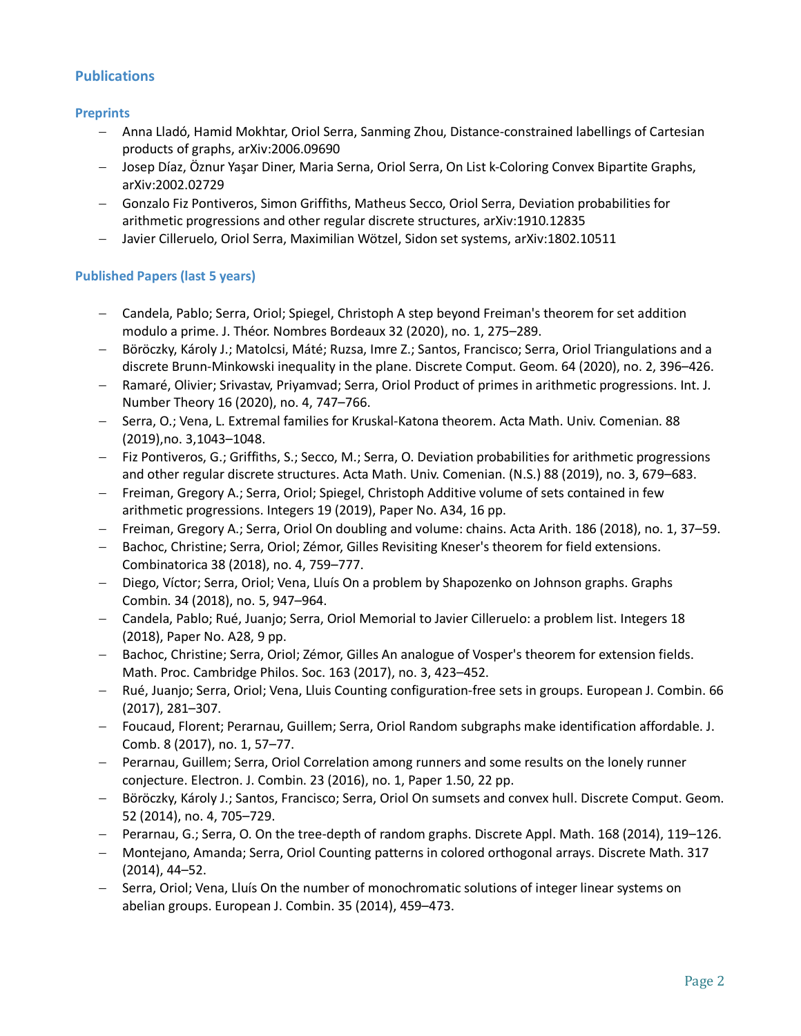## Publications

### Preprints

- Anna Lladó, Hamid Mokhtar, Oriol Serra, Sanming Zhou, Distance-constrained labellings of Cartesian products of graphs, arXiv:2006.09690
- Josep Díaz, Öznur Yaşar Diner, Maria Serna, Oriol Serra, On List k-Coloring Convex Bipartite Graphs, arXiv:2002.02729
- Gonzalo Fiz Pontiveros, Simon Griffiths, Matheus Secco, Oriol Serra, Deviation probabilities for arithmetic progressions and other regular discrete structures, arXiv:1910.12835
- Javier Cilleruelo, Oriol Serra, Maximilian Wötzel, Sidon set systems, arXiv:1802.10511

### Published Papers (last 5 years)

- Candela, Pablo; Serra, Oriol; Spiegel, Christoph A step beyond Freiman's theorem for set addition modulo a prime. J. Théor. Nombres Bordeaux 32 (2020), no. 1, 275–289.
- Böröczky, Károly J.; Matolcsi, Máté; Ruzsa, Imre Z.; Santos, Francisco; Serra, Oriol Triangulations and a discrete Brunn-Minkowski inequality in the plane. Discrete Comput. Geom. 64 (2020), no. 2, 396–426.
- Ramaré, Olivier; Srivastav, Priyamvad; Serra, Oriol Product of primes in arithmetic progressions. Int. J. Number Theory 16 (2020), no. 4, 747–766.
- Serra, O.; Vena, L. Extremal families for Kruskal-Katona theorem. Acta Math. Univ. Comenian. 88 (2019),no. 3,1043–1048.
- Fiz Pontiveros, G.; Griffiths, S.; Secco, M.; Serra, O. Deviation probabilities for arithmetic progressions and other regular discrete structures. Acta Math. Univ. Comenian. (N.S.) 88 (2019), no. 3, 679–683.
- Freiman, Gregory A.; Serra, Oriol; Spiegel, Christoph Additive volume of sets contained in few arithmetic progressions. Integers 19 (2019), Paper No. A34, 16 pp.
- Freiman, Gregory A.; Serra, Oriol On doubling and volume: chains. Acta Arith. 186 (2018), no. 1, 37–59.
- Bachoc, Christine; Serra, Oriol; Zémor, Gilles Revisiting Kneser's theorem for field extensions. Combinatorica 38 (2018), no. 4, 759–777.
- Diego, Víctor; Serra, Oriol; Vena, Lluís On a problem by Shapozenko on Johnson graphs. Graphs Combin. 34 (2018), no. 5, 947–964.
- Candela, Pablo; Rué, Juanjo; Serra, Oriol Memorial to Javier Cilleruelo: a problem list. Integers 18 (2018), Paper No. A28, 9 pp.
- Bachoc, Christine; Serra, Oriol; Zémor, Gilles An analogue of Vosper's theorem for extension fields. Math. Proc. Cambridge Philos. Soc. 163 (2017), no. 3, 423–452.
- Rué, Juanjo; Serra, Oriol; Vena, Lluis Counting configuration-free sets in groups. European J. Combin. 66 (2017), 281–307.
- Foucaud, Florent; Perarnau, Guillem; Serra, Oriol Random subgraphs make identification affordable. J. Comb. 8 (2017), no. 1, 57–77.
- Perarnau, Guillem; Serra, Oriol Correlation among runners and some results on the lonely runner conjecture. Electron. J. Combin. 23 (2016), no. 1, Paper 1.50, 22 pp.
- Böröczky, Károly J.; Santos, Francisco; Serra, Oriol On sumsets and convex hull. Discrete Comput. Geom. 52 (2014), no. 4, 705–729.
- Perarnau, G.; Serra, O. On the tree-depth of random graphs. Discrete Appl. Math. 168 (2014), 119–126.
- Montejano, Amanda; Serra, Oriol Counting patterns in colored orthogonal arrays. Discrete Math. 317 (2014), 44–52.
- Serra, Oriol; Vena, Lluís On the number of monochromatic solutions of integer linear systems on abelian groups. European J. Combin. 35 (2014), 459–473.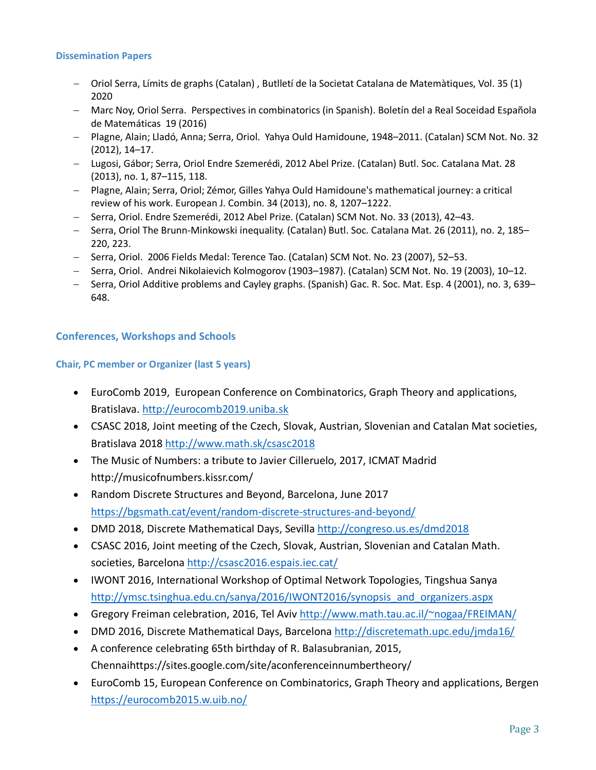### Dissemination Papers

- Oriol Serra, Límits de graphs (Catalan) , Butlletí de la Societat Catalana de Matemàtiques, Vol. 35 (1) 2020
- Marc Noy, Oriol Serra. Perspectives in combinatorics (in Spanish). Boletín del a Real Soceidad Española de Matemáticas 19 (2016)
- Plagne, Alain; Lladó, Anna; Serra, Oriol. Yahya Ould Hamidoune, 1948–2011. (Catalan) SCM Not. No. 32 (2012), 14–17.
- Lugosi, Gábor; Serra, Oriol Endre Szemerédi, 2012 Abel Prize. (Catalan) Butl. Soc. Catalana Mat. 28 (2013), no. 1, 87–115, 118.
- Plagne, Alain; Serra, Oriol; Zémor, Gilles Yahya Ould Hamidoune's mathematical journey: a critical review of his work. European J. Combin. 34 (2013), no. 8, 1207–1222.
- Serra, Oriol. Endre Szemerédi, 2012 Abel Prize. (Catalan) SCM Not. No. 33 (2013), 42–43.
- Serra, Oriol The Brunn-Minkowski inequality. (Catalan) Butl. Soc. Catalana Mat. 26 (2011), no. 2, 185–220, 223.
- Serra, Oriol. 2006 Fields Medal: Terence Tao. (Catalan) SCM Not. No. 23 (2007), 52–53.
- Serra, Oriol. Andrei Nikolaievich Kolmogorov (1903–1987). (Catalan) SCM Not. No. 19 (2003), 10–12.
- Serra, Oriol Additive problems and Cayley graphs. (Spanish) Gac. R. Soc. Mat. Esp. 4 (2001), no. 3, 639–648.

## Conferences, Workshops and Schools

### Chair, PC member or Organizer (last 5 years)

- EuroComb 2019, European Conference on Combinatorics, Graph Theory and applications, Bratislava. http://eurocomb2019.uniba.sk
- CSASC 2018, Joint meeting of the Czech, Slovak, Austrian, Slovenian and Catalan Mat societies, Bratislava 2018 http://www.math.sk/csasc2018
- The Music of Numbers: a tribute to Javier Cilleruelo, 2017, ICMAT Madrid http://musicofnumbers.kissr.com/
- Random Discrete Structures and Beyond, Barcelona, June 2017 https://bgsmath.cat/event/random-discrete-structures-and-beyond/
- DMD 2018, Discrete Mathematical Days, Sevilla http://congreso.us.es/dmd2018
- CSASC 2016, Joint meeting of the Czech, Slovak, Austrian, Slovenian and Catalan Math. societies, Barcelona http://csasc2016.espais.iec.cat/
- IWONT 2016, International Workshop of Optimal Network Topologies, Tingshua Sanya http://ymsc.tsinghua.edu.cn/sanya/2016/IWONT2016/synopsis_and_organizers.aspx
- Gregory Freiman celebration, 2016, Tel Aviv http://www.math.tau.ac.il/~nogaa/FREIMAN/
- DMD 2016, Discrete Mathematical Days, Barcelona http://discretemath.upc.edu/jmda16/
- A conference celebrating 65th birthday of R. Balasubranian, 2015, Chennaihttps://sites.google.com/site/aconferenceinnumbertheory/
- EuroComb 15, European Conference on Combinatorics, Graph Theory and applications, Bergen https://eurocomb2015.w.uib.no/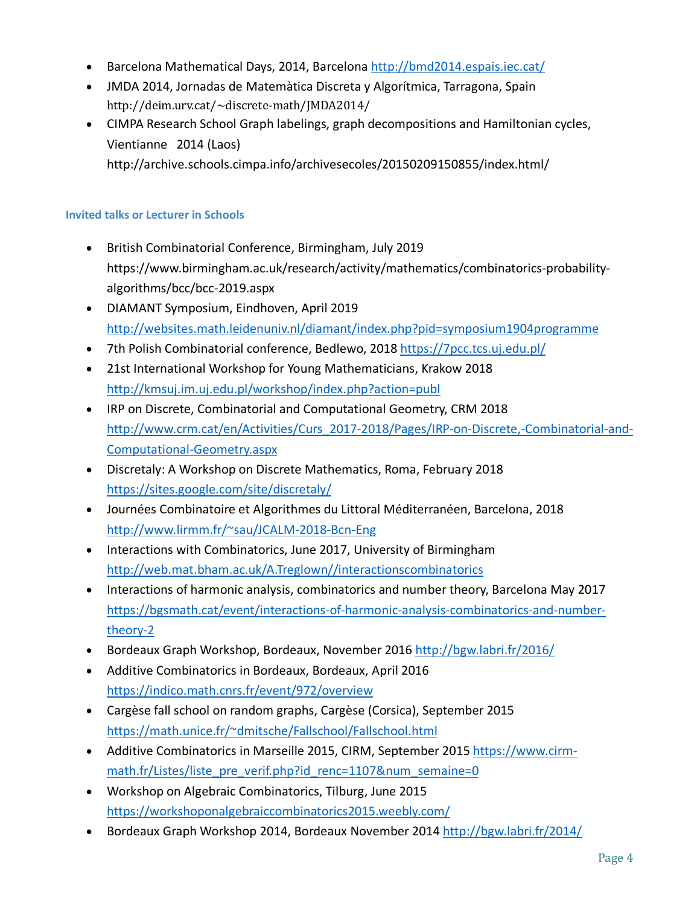- Barcelona Mathematical Days, 2014, Barcelona http://bmd2014.espais.iec.cat/
- JMDA 2014, Jornadas de Matemàtica Discreta y Algorítmica, Tarragona, Spain http://deim.urv.cat/~discrete-math/JMDA2014/
- CIMPA Research School Graph labelings, graph decompositions and Hamiltonian cycles, Vientianne 2014 (Laos) http://archive.schools.cimpa.info/archivesecoles/20150209150855/index.html/

### Invited talks or Lecturer in Schools

- British Combinatorial Conference, Birmingham, July 2019 https://www.birmingham.ac.uk/research/activity/mathematics/combinatorics-probability-algorithms/bcc/bcc-2019.aspx
- DIAMANT Symposium, Eindhoven, April 2019 http://websites.math.leidenuniv.nl/diamant/index.php?pid=symposium1904programme
- 7th Polish Combinatorial conference, Bedlewo, 2018 https://7pcc.tcs.uj.edu.pl/
- 21st International Workshop for Young Mathematicians, Krakow 2018 http://kmsuj.im.uj.edu.pl/workshop/index.php?action=publ
- IRP on Discrete, Combinatorial and Computational Geometry, CRM 2018 http://www.crm.cat/en/Activities/Curs_2017-2018/Pages/IRP-on-Discrete,-Combinatorial-and-Computational-Geometry.aspx
- Discretaly: A Workshop on Discrete Mathematics, Roma, February 2018 https://sites.google.com/site/discretaly/
- Journées Combinatoire et Algorithmes du Littoral Méditerranéen, Barcelona, 2018 http://www.lirmm.fr/~sau/JCALM-2018-Bcn-Eng
- Interactions with Combinatorics, June 2017, University of Birmingham http://web.mat.bham.ac.uk/A.Treglown//interactionscombinatorics
- Interactions of harmonic analysis, combinatorics and number theory, Barcelona May 2017 https://bgsmath.cat/event/interactions-of-harmonic-analysis-combinatorics-and-number-theory-2
- Bordeaux Graph Workshop, Bordeaux, November 2016 http://bgw.labri.fr/2016/
- Additive Combinatorics in Bordeaux, Bordeaux, April 2016 https://indico.math.cnrs.fr/event/972/overview
- Cargèse fall school on random graphs, Cargèse (Corsica), September 2015 https://math.unice.fr/~dmitsche/Fallschool/Fallschool.html
- Additive Combinatorics in Marseille 2015, CIRM, September 2015 https://www.cirm-math.fr/Listes/liste_pre_verif.php?id_renc=1107&num_semaine=0
- Workshop on Algebraic Combinatorics, Tilburg, June 2015 https://workshoponalgebraiccombinatorics2015.weebly.com/
- Bordeaux Graph Workshop 2014, Bordeaux November 2014 http://bgw.labri.fr/2014/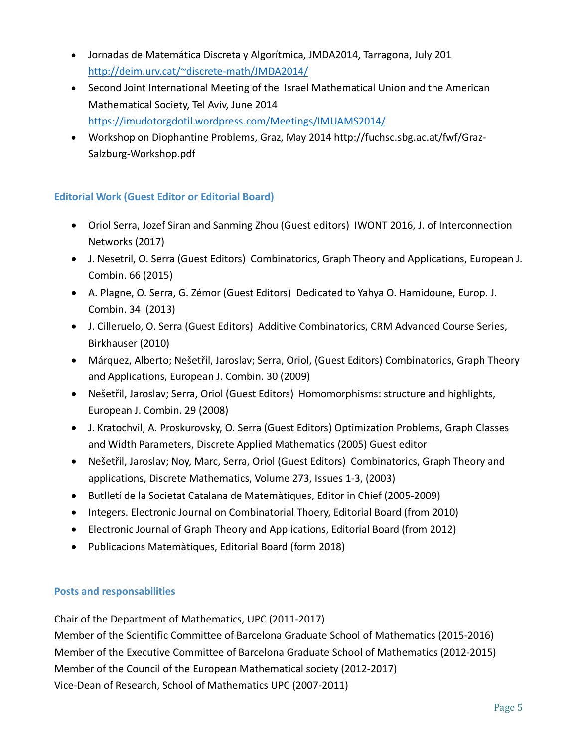- Jornadas de Matemática Discreta y Algorítmica, JMDA2014, Tarragona, July 201 http://deim.urv.cat/~discrete-math/JMDA2014/
- Second Joint International Meeting of the Israel Mathematical Union and the American Mathematical Society, Tel Aviv, June 2014 https://imudotorgdotil.wordpress.com/Meetings/IMUAMS2014/
- Workshop on Diophantine Problems, Graz, May 2014 http://fuchsc.sbg.ac.at/fwf/Graz-Salzburg-Workshop.pdf

### Editorial Work (Guest Editor or Editorial Board)

- Oriol Serra, Jozef Siran and Sanming Zhou (Guest editors) IWONT 2016, J. of Interconnection Networks (2017)
- J. Nesetril, O. Serra (Guest Editors) Combinatorics, Graph Theory and Applications, European J. Combin. 66 (2015)
- A. Plagne, O. Serra, G. Zémor (Guest Editors) Dedicated to Yahya O. Hamidoune, Europ. J. Combin. 34 (2013)
- J. Cilleruelo, O. Serra (Guest Editors) Additive Combinatorics, CRM Advanced Course Series, Birkhauser (2010)
- Márquez, Alberto; Nešetřil, Jaroslav; Serra, Oriol, (Guest Editors) Combinatorics, Graph Theory and Applications, European J. Combin. 30 (2009)
- Nešetřil, Jaroslav; Serra, Oriol (Guest Editors) Homomorphisms: structure and highlights, European J. Combin. 29 (2008)
- J. Kratochvil, A. Proskurovsky, O. Serra (Guest Editors) Optimization Problems, Graph Classes and Width Parameters, Discrete Applied Mathematics (2005) Guest editor
- Nešetřil, Jaroslav; Noy, Marc, Serra, Oriol (Guest Editors) Combinatorics, Graph Theory and applications, Discrete Mathematics, Volume 273, Issues 1-3, (2003)
- Butlletí de la Societat Catalana de Matemàtiques, Editor in Chief (2005-2009)
- Integers. Electronic Journal on Combinatorial Thoery, Editorial Board (from 2010)
- Electronic Journal of Graph Theory and Applications, Editorial Board (from 2012)
- Publicacions Matemàtiques, Editorial Board (form 2018)

### Posts and responsabilities

Chair of the Department of Mathematics, UPC (2011-2017)
Member of the Scientific Committee of Barcelona Graduate School of Mathematics (2015-2016)
Member of the Executive Committee of Barcelona Graduate School of Mathematics (2012-2015)
Member of the Council of the European Mathematical society (2012-2017)
Vice-Dean of Research, School of Mathematics UPC (2007-2011)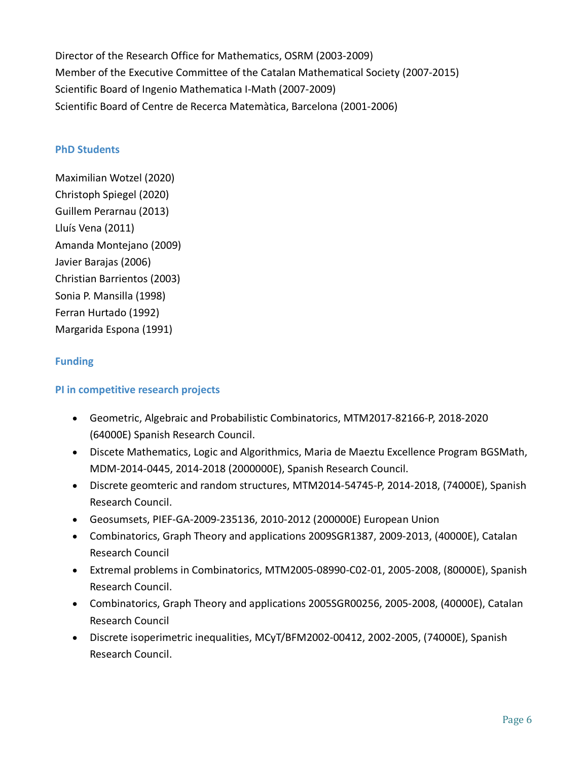Director of the Research Office for Mathematics, OSRM (2003-2009)
Member of the Executive Committee of the Catalan Mathematical Society (2007-2015)
Scientific Board of Ingenio Mathematica I-Math (2007-2009)
Scientific Board of Centre de Recerca Matemàtica, Barcelona (2001-2006)

## PhD Students

Maximilian Wotzel (2020)
Christoph Spiegel (2020)
Guillem Perarnau (2013)
Lluís Vena (2011)
Amanda Montejano (2009)
Javier Barajas (2006)
Christian Barrientos (2003)
Sonia P. Mansilla (1998)
Ferran Hurtado (1992)
Margarida Espona (1991)

## Funding

### PI in competitive research projects

- Geometric, Algebraic and Probabilistic Combinatorics, MTM2017-82166-P, 2018-2020 (64000E) Spanish Research Council.
- Discete Mathematics, Logic and Algorithmics, Maria de Maeztu Excellence Program BGSMath, MDM-2014-0445, 2014-2018 (2000000E), Spanish Research Council.
- Discrete geomteric and random structures, MTM2014-54745-P, 2014-2018, (74000E), Spanish Research Council.
- Geosumsets, PIEF-GA-2009-235136, 2010-2012 (200000E) European Union
- Combinatorics, Graph Theory and applications 2009SGR1387, 2009-2013, (40000E), Catalan Research Council
- Extremal problems in Combinatorics, MTM2005-08990-C02-01, 2005-2008, (80000E), Spanish Research Council.
- Combinatorics, Graph Theory and applications 2005SGR00256, 2005-2008, (40000E), Catalan Research Council
- Discrete isoperimetric inequalities, MCyT/BFM2002-00412, 2002-2005, (74000E), Spanish Research Council.